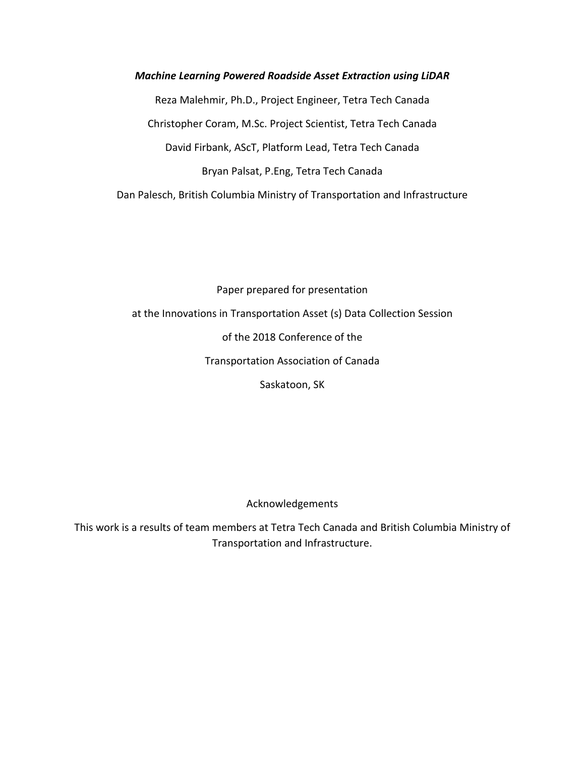***Machine Learning Powered Roadside Asset Extraction using LiDAR***

Reza Malehmir, Ph.D., Project Engineer, Tetra Tech Canada

Christopher Coram, M.Sc. Project Scientist, Tetra Tech Canada

David Firbank, AScT, Platform Lead, Tetra Tech Canada

Bryan Palsat, P.Eng, Tetra Tech Canada

Dan Palesch, British Columbia Ministry of Transportation and Infrastructure

Paper prepared for presentation

at the Innovations in Transportation Asset (s) Data Collection Session

of the 2018 Conference of the

Transportation Association of Canada

Saskatoon, SK

Acknowledgements

This work is a results of team members at Tetra Tech Canada and British Columbia Ministry of Transportation and Infrastructure.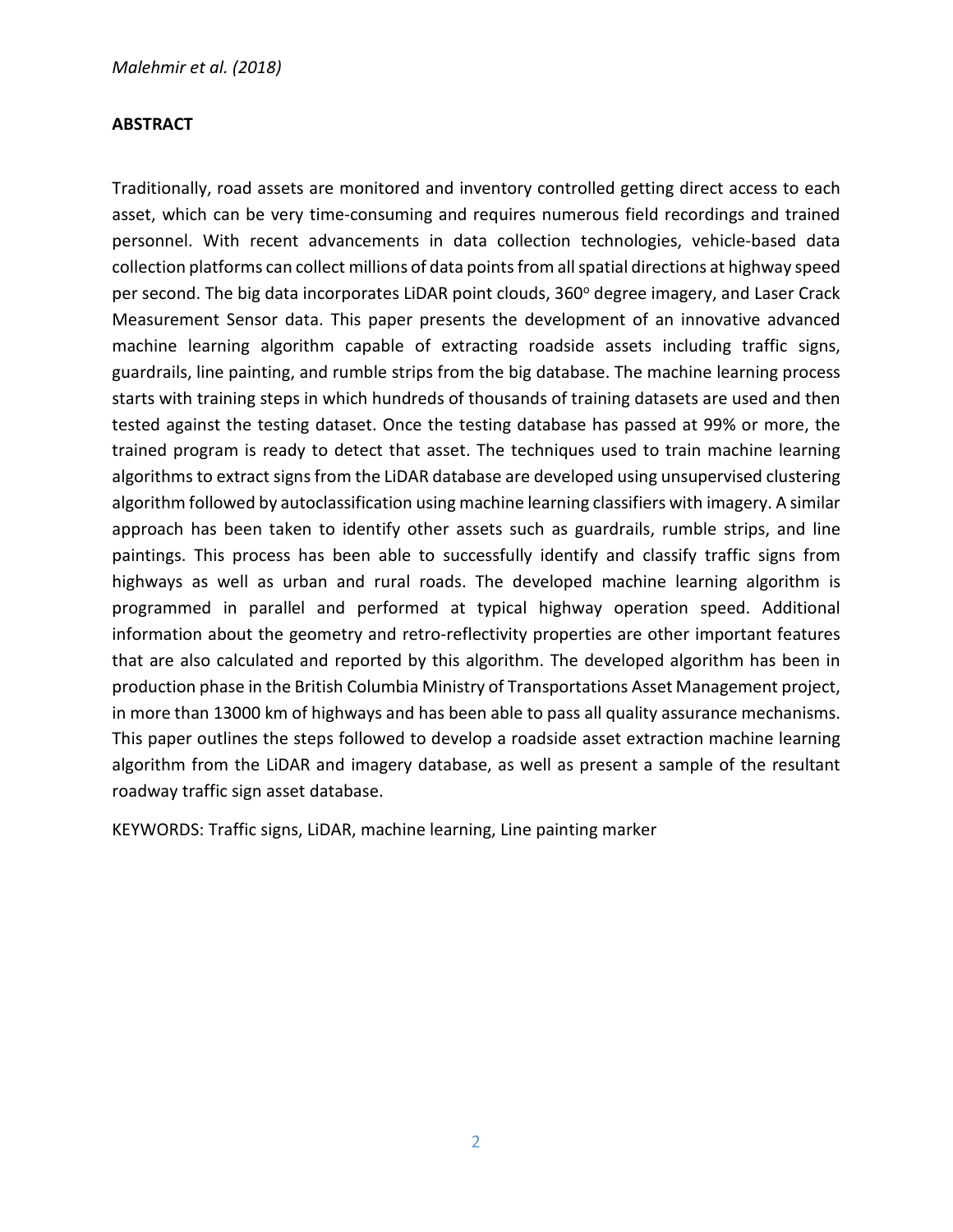## ABSTRACT

Traditionally, road assets are monitored and inventory controlled getting direct access to each asset, which can be very time-consuming and requires numerous field recordings and trained personnel. With recent advancements in data collection technologies, vehicle-based data collection platforms can collect millions of data points from all spatial directions at highway speed per second. The big data incorporates LiDAR point clouds, 360$^o$ degree imagery, and Laser Crack Measurement Sensor data. This paper presents the development of an innovative advanced machine learning algorithm capable of extracting roadside assets including traffic signs, guardrails, line painting, and rumble strips from the big database. The machine learning process starts with training steps in which hundreds of thousands of training datasets are used and then tested against the testing dataset. Once the testing database has passed at 99% or more, the trained program is ready to detect that asset. The techniques used to train machine learning algorithms to extract signs from the LiDAR database are developed using unsupervised clustering algorithm followed by autoclassification using machine learning classifiers with imagery. A similar approach has been taken to identify other assets such as guardrails, rumble strips, and line paintings. This process has been able to successfully identify and classify traffic signs from highways as well as urban and rural roads. The developed machine learning algorithm is programmed in parallel and performed at typical highway operation speed. Additional information about the geometry and retro-reflectivity properties are other important features that are also calculated and reported by this algorithm. The developed algorithm has been in production phase in the British Columbia Ministry of Transportations Asset Management project, in more than 13000 km of highways and has been able to pass all quality assurance mechanisms. This paper outlines the steps followed to develop a roadside asset extraction machine learning algorithm from the LiDAR and imagery database, as well as present a sample of the resultant roadway traffic sign asset database.

KEYWORDS: Traffic signs, LiDAR, machine learning, Line painting marker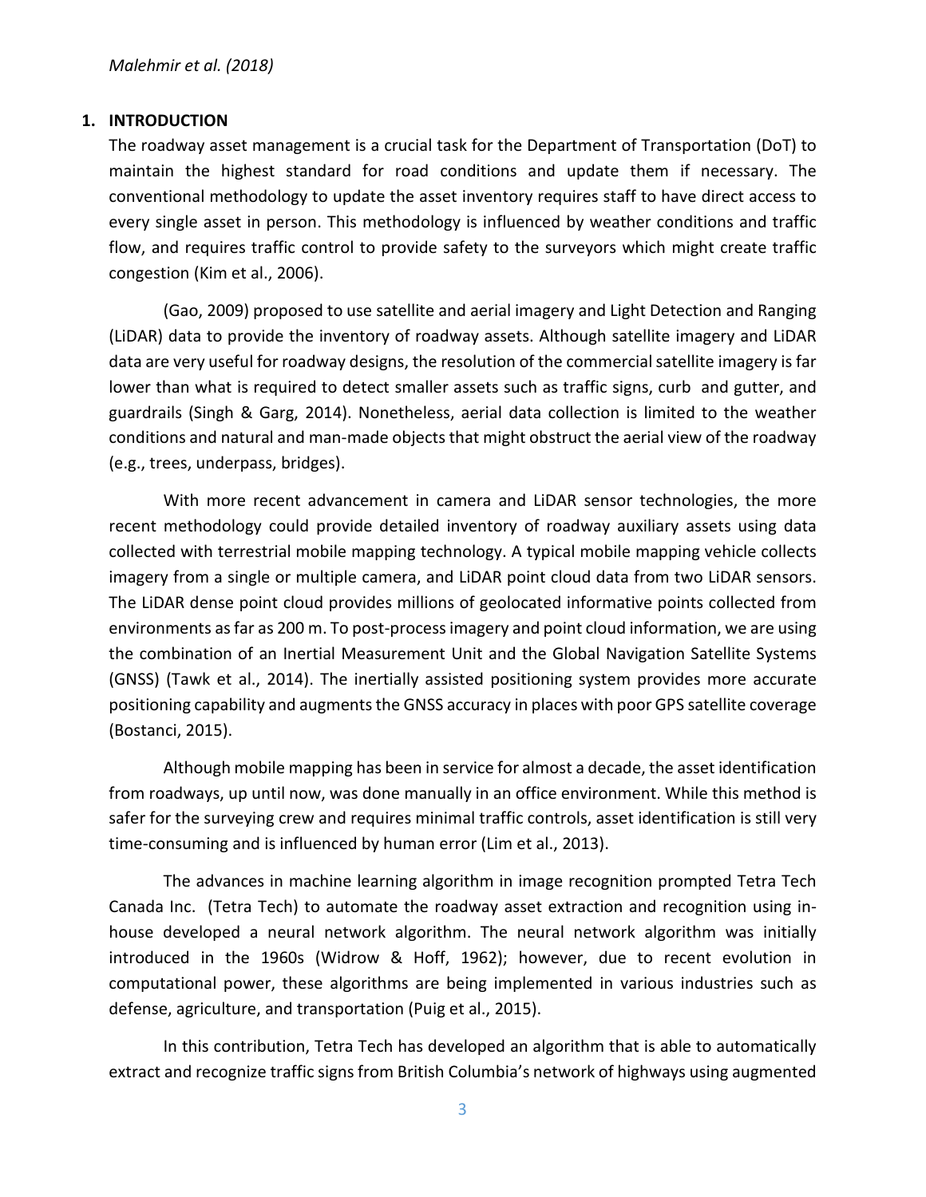## 1. INTRODUCTION

The roadway asset management is a crucial task for the Department of Transportation (DoT) to maintain the highest standard for road conditions and update them if necessary. The conventional methodology to update the asset inventory requires staff to have direct access to every single asset in person. This methodology is influenced by weather conditions and traffic flow, and requires traffic control to provide safety to the surveyors which might create traffic congestion (Kim et al., 2006).

(Gao, 2009) proposed to use satellite and aerial imagery and Light Detection and Ranging (LiDAR) data to provide the inventory of roadway assets. Although satellite imagery and LiDAR data are very useful for roadway designs, the resolution of the commercial satellite imagery is far lower than what is required to detect smaller assets such as traffic signs, curb and gutter, and guardrails (Singh & Garg, 2014). Nonetheless, aerial data collection is limited to the weather conditions and natural and man-made objects that might obstruct the aerial view of the roadway (e.g., trees, underpass, bridges).

With more recent advancement in camera and LiDAR sensor technologies, the more recent methodology could provide detailed inventory of roadway auxiliary assets using data collected with terrestrial mobile mapping technology. A typical mobile mapping vehicle collects imagery from a single or multiple camera, and LiDAR point cloud data from two LiDAR sensors. The LiDAR dense point cloud provides millions of geolocated informative points collected from environments as far as 200 m. To post-process imagery and point cloud information, we are using the combination of an Inertial Measurement Unit and the Global Navigation Satellite Systems (GNSS) (Tawk et al., 2014). The inertially assisted positioning system provides more accurate positioning capability and augments the GNSS accuracy in places with poor GPS satellite coverage (Bostanci, 2015).

Although mobile mapping has been in service for almost a decade, the asset identification from roadways, up until now, was done manually in an office environment. While this method is safer for the surveying crew and requires minimal traffic controls, asset identification is still very time-consuming and is influenced by human error (Lim et al., 2013).

The advances in machine learning algorithm in image recognition prompted Tetra Tech Canada Inc. (Tetra Tech) to automate the roadway asset extraction and recognition using in-house developed a neural network algorithm. The neural network algorithm was initially introduced in the 1960s (Widrow & Hoff, 1962); however, due to recent evolution in computational power, these algorithms are being implemented in various industries such as defense, agriculture, and transportation (Puig et al., 2015).

In this contribution, Tetra Tech has developed an algorithm that is able to automatically extract and recognize traffic signs from British Columbia's network of highways using augmented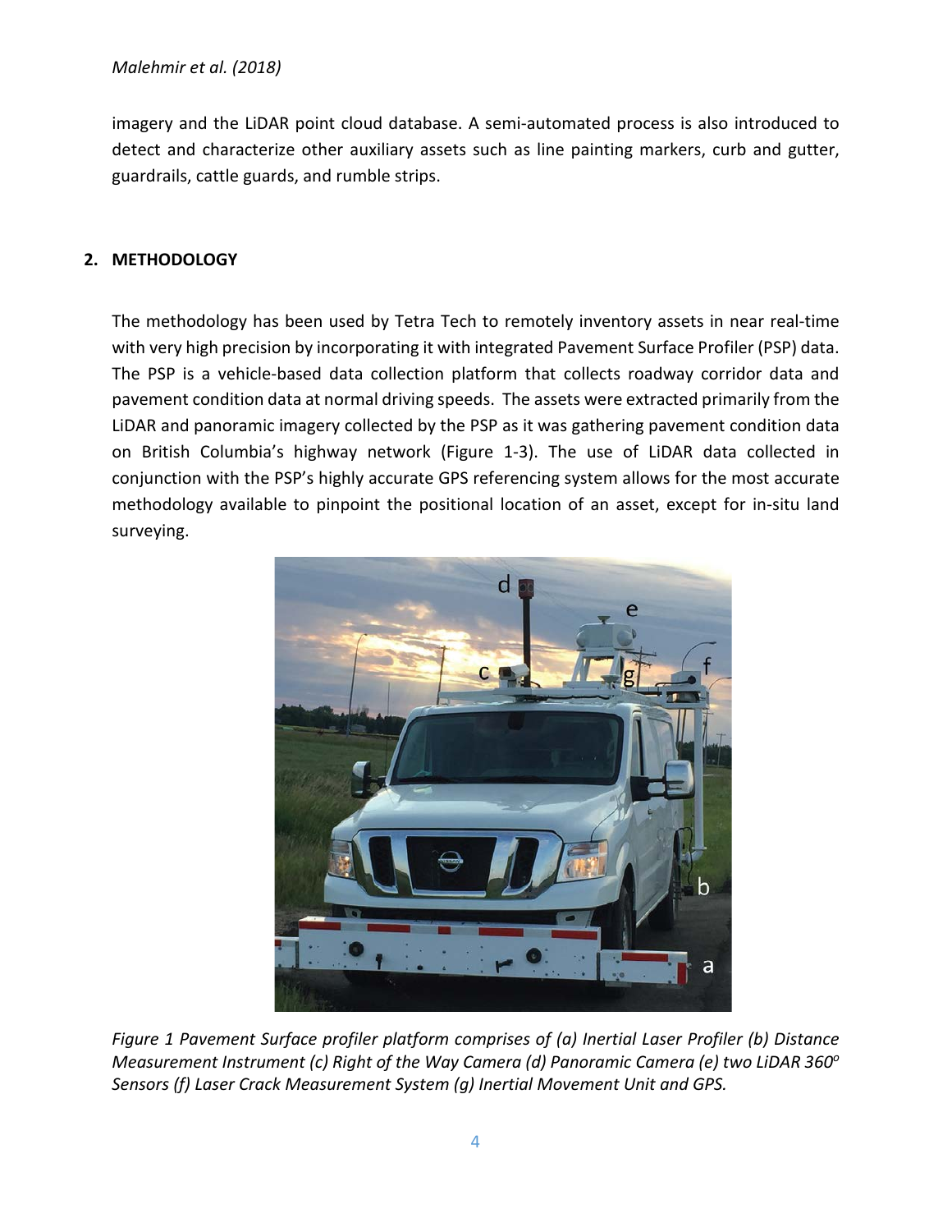imagery and the LiDAR point cloud database. A semi-automated process is also introduced to detect and characterize other auxiliary assets such as line painting markers, curb and gutter, guardrails, cattle guards, and rumble strips.

## 2. METHODOLOGY

The methodology has been used by Tetra Tech to remotely inventory assets in near real-time with very high precision by incorporating it with integrated Pavement Surface Profiler (PSP) data. The PSP is a vehicle-based data collection platform that collects roadway corridor data and pavement condition data at normal driving speeds. The assets were extracted primarily from the LiDAR and panoramic imagery collected by the PSP as it was gathering pavement condition data on British Columbia's highway network (Figure 1-3). The use of LiDAR data collected in conjunction with the PSP's highly accurate GPS referencing system allows for the most accurate methodology available to pinpoint the positional location of an asset, except for in-situ land surveying.

*Figure 1 Pavement Surface profiler platform comprises of (a) Inertial Laser Profiler (b) Distance Measurement Instrument (c) Right of the Way Camera (d) Panoramic Camera (e) two LiDAR 360$^{o}$ Sensors (f) Laser Crack Measurement System (g) Inertial Movement Unit and GPS.*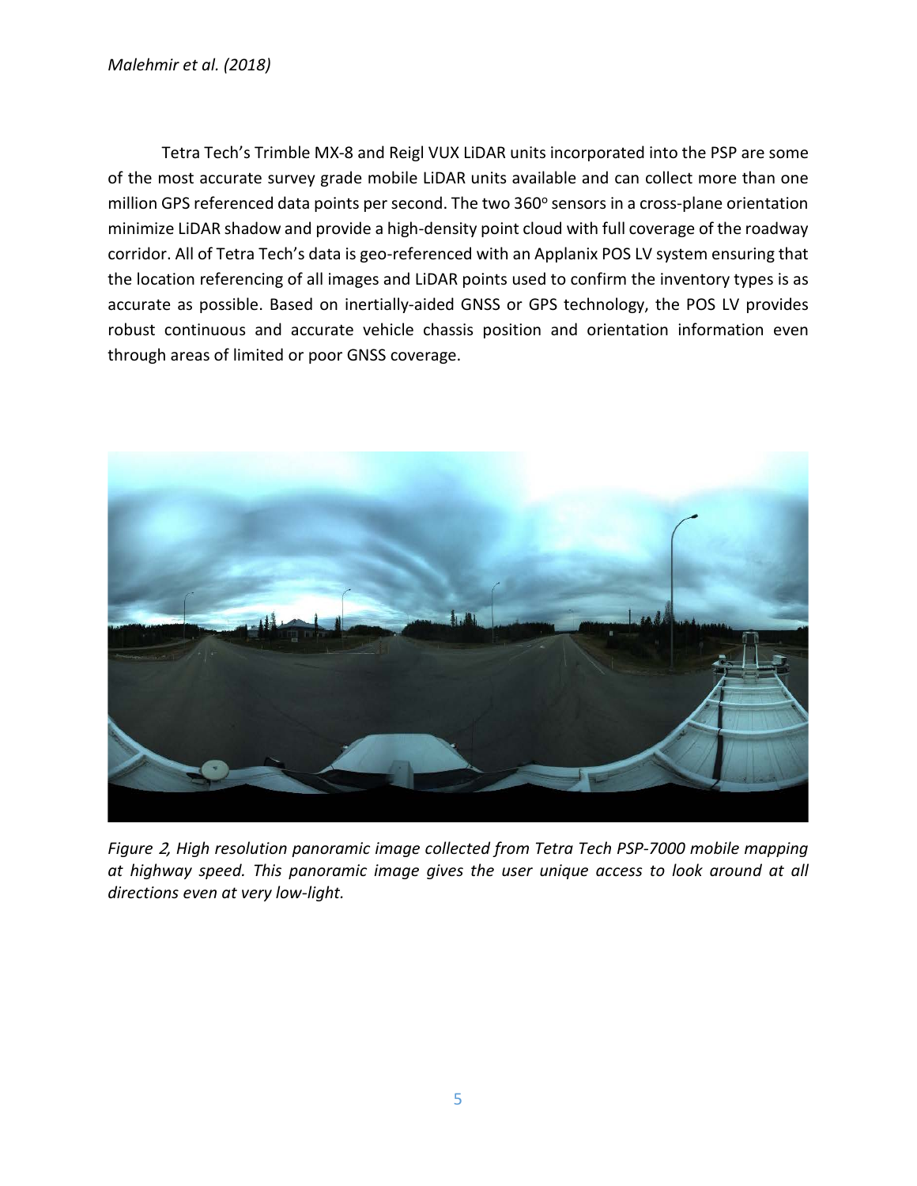Tetra Tech's Trimble MX-8 and Reigl VUX LiDAR units incorporated into the PSP are some of the most accurate survey grade mobile LiDAR units available and can collect more than one million GPS referenced data points per second. The two 360$^o$ sensors in a cross-plane orientation minimize LiDAR shadow and provide a high-density point cloud with full coverage of the roadway corridor. All of Tetra Tech's data is geo-referenced with an Applanix POS LV system ensuring that the location referencing of all images and LiDAR points used to confirm the inventory types is as accurate as possible. Based on inertially-aided GNSS or GPS technology, the POS LV provides robust continuous and accurate vehicle chassis position and orientation information even through areas of limited or poor GNSS coverage.

*Figure 2, High resolution panoramic image collected from Tetra Tech PSP-7000 mobile mapping at highway speed. This panoramic image gives the user unique access to look around at all directions even at very low-light.*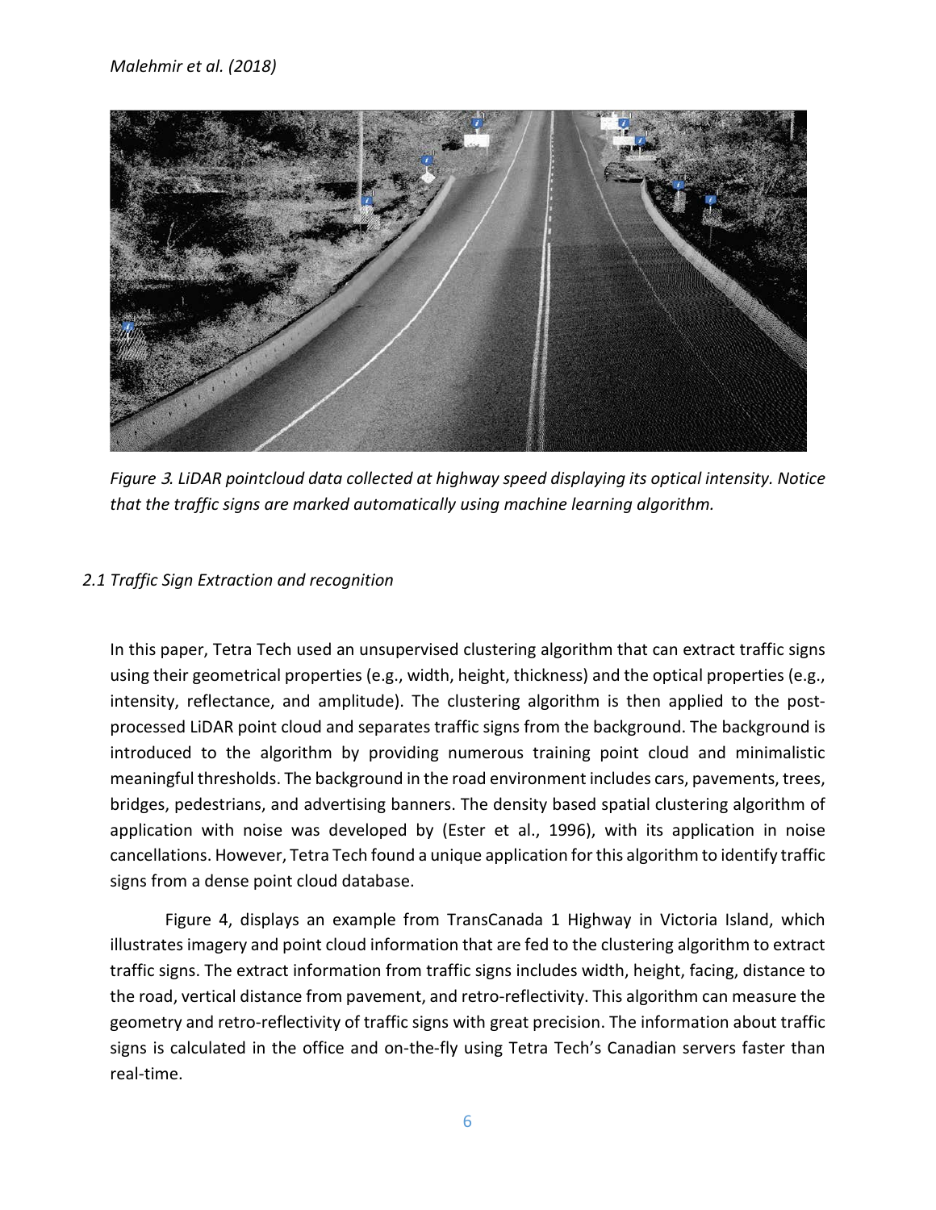*Figure 3. LiDAR pointcloud data collected at highway speed displaying its optical intensity. Notice that the traffic signs are marked automatically using machine learning algorithm.*

### *2.1 Traffic Sign Extraction and recognition*

In this paper, Tetra Tech used an unsupervised clustering algorithm that can extract traffic signs using their geometrical properties (e.g., width, height, thickness) and the optical properties (e.g., intensity, reflectance, and amplitude). The clustering algorithm is then applied to the post-processed LiDAR point cloud and separates traffic signs from the background. The background is introduced to the algorithm by providing numerous training point cloud and minimalistic meaningful thresholds. The background in the road environment includes cars, pavements, trees, bridges, pedestrians, and advertising banners. The density based spatial clustering algorithm of application with noise was developed by (Ester et al., 1996), with its application in noise cancellations. However, Tetra Tech found a unique application for this algorithm to identify traffic signs from a dense point cloud database.

Figure 4, displays an example from TransCanada 1 Highway in Victoria Island, which illustrates imagery and point cloud information that are fed to the clustering algorithm to extract traffic signs. The extract information from traffic signs includes width, height, facing, distance to the road, vertical distance from pavement, and retro-reflectivity. This algorithm can measure the geometry and retro-reflectivity of traffic signs with great precision. The information about traffic signs is calculated in the office and on-the-fly using Tetra Tech's Canadian servers faster than real-time.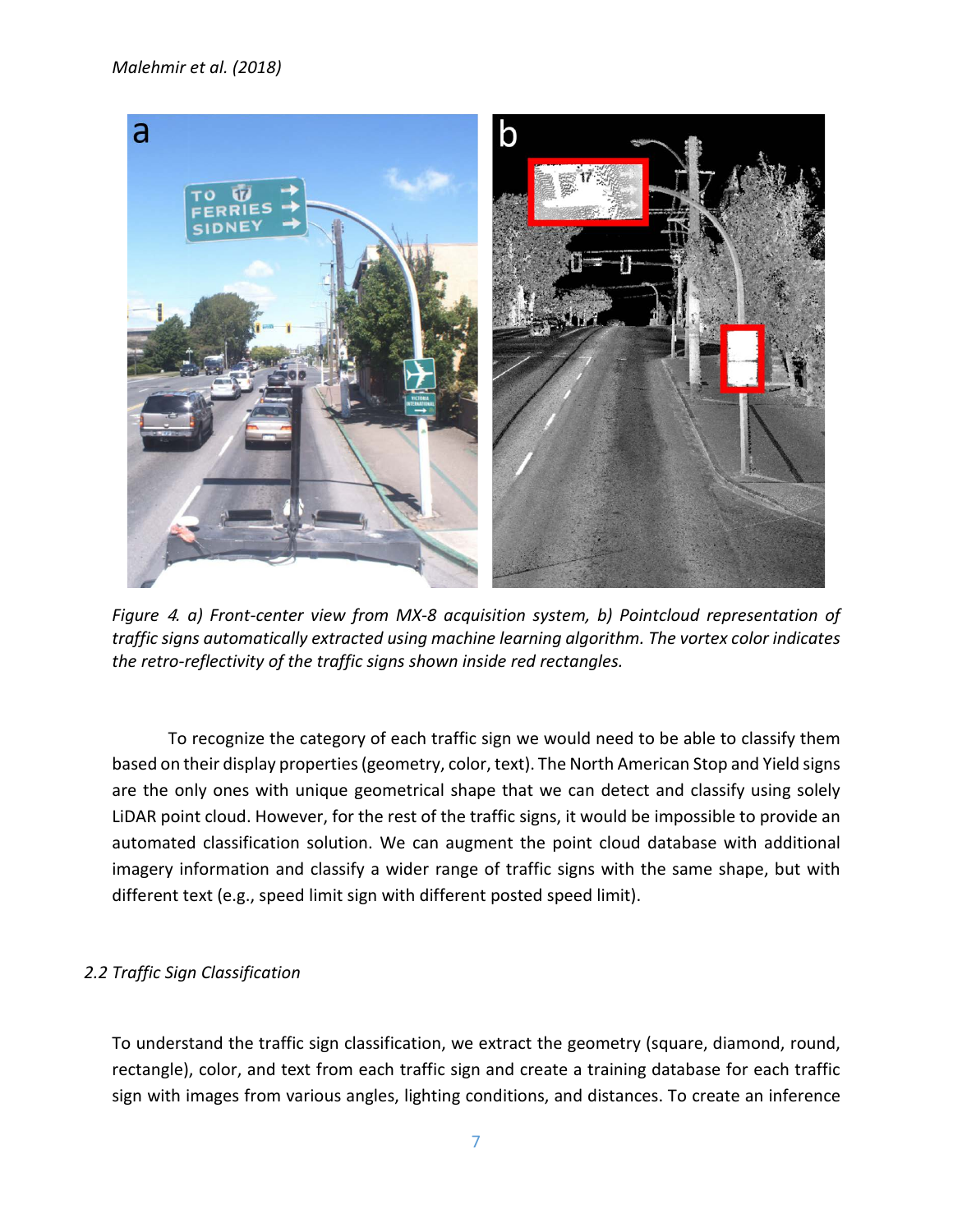*Figure 4. a) Front-center view from MX-8 acquisition system, b) Pointcloud representation of traffic signs automatically extracted using machine learning algorithm. The vortex color indicates the retro-reflectivity of the traffic signs shown inside red rectangles.*

To recognize the category of each traffic sign we would need to be able to classify them based on their display properties (geometry, color, text). The North American Stop and Yield signs are the only ones with unique geometrical shape that we can detect and classify using solely LiDAR point cloud. However, for the rest of the traffic signs, it would be impossible to provide an automated classification solution. We can augment the point cloud database with additional imagery information and classify a wider range of traffic signs with the same shape, but with different text (e.g., speed limit sign with different posted speed limit).

### *2.2 Traffic Sign Classification*

To understand the traffic sign classification, we extract the geometry (square, diamond, round, rectangle), color, and text from each traffic sign and create a training database for each traffic sign with images from various angles, lighting conditions, and distances. To create an inference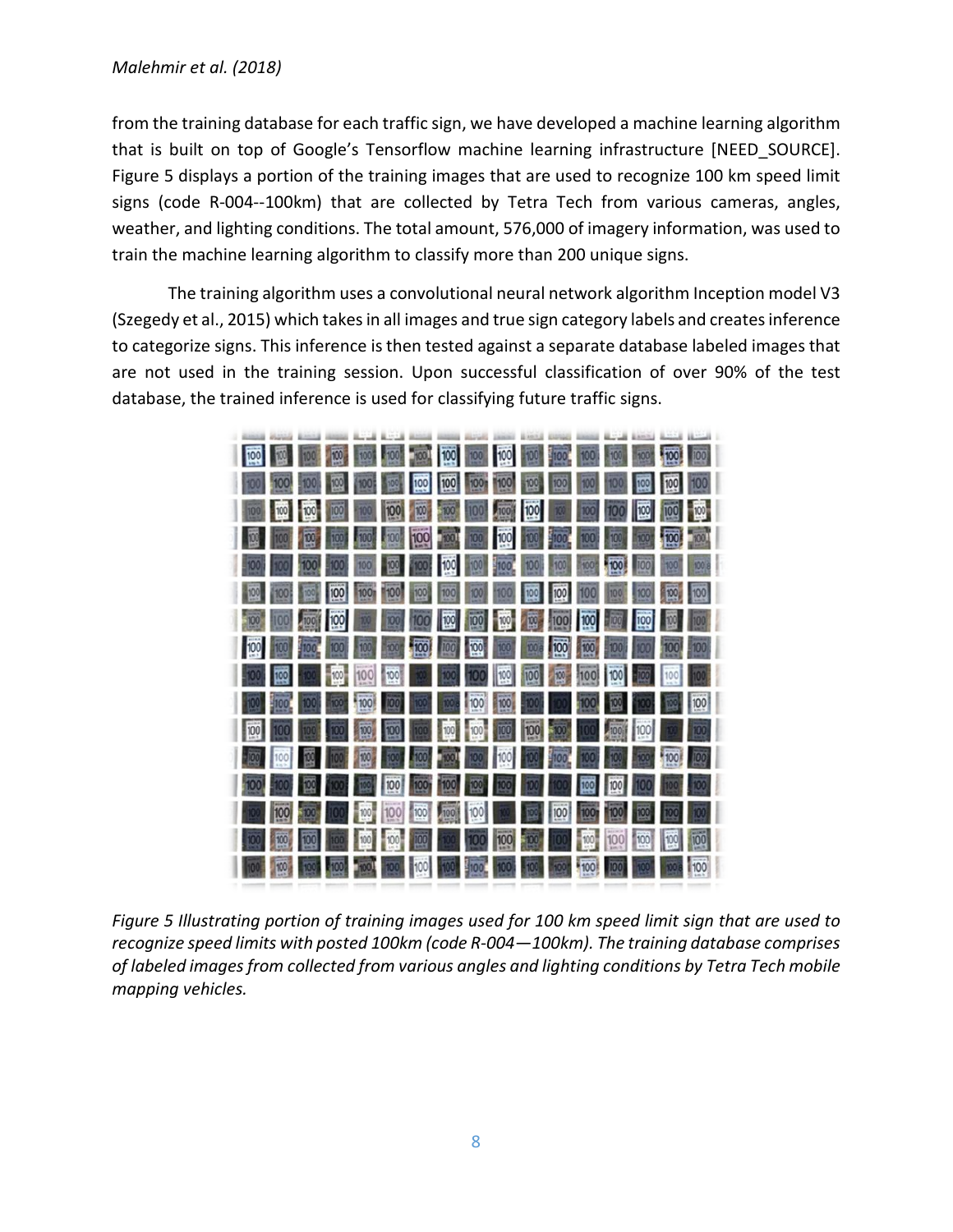from the training database for each traffic sign, we have developed a machine learning algorithm that is built on top of Google's Tensorflow machine learning infrastructure [NEED_SOURCE]. Figure 5 displays a portion of the training images that are used to recognize 100 km speed limit signs (code R-004--100km) that are collected by Tetra Tech from various cameras, angles, weather, and lighting conditions. The total amount, 576,000 of imagery information, was used to train the machine learning algorithm to classify more than 200 unique signs.

The training algorithm uses a convolutional neural network algorithm Inception model V3 (Szegedy et al., 2015) which takes in all images and true sign category labels and creates inference to categorize signs. This inference is then tested against a separate database labeled images that are not used in the training session. Upon successful classification of over 90% of the test database, the trained inference is used for classifying future traffic signs.

*Figure 5 Illustrating portion of training images used for 100 km speed limit sign that are used to recognize speed limits with posted 100km (code R-004—100km). The training database comprises of labeled images from collected from various angles and lighting conditions by Tetra Tech mobile mapping vehicles.*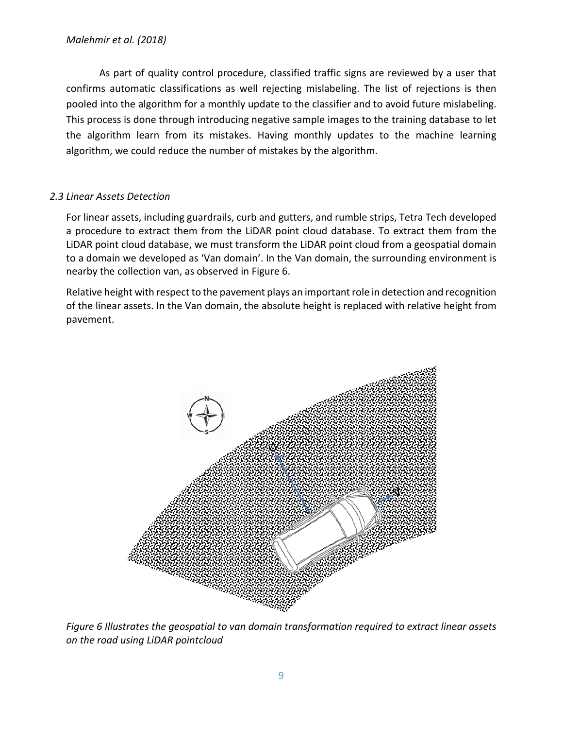As part of quality control procedure, classified traffic signs are reviewed by a user that confirms automatic classifications as well rejecting mislabeling. The list of rejections is then pooled into the algorithm for a monthly update to the classifier and to avoid future mislabeling. This process is done through introducing negative sample images to the training database to let the algorithm learn from its mistakes. Having monthly updates to the machine learning algorithm, we could reduce the number of mistakes by the algorithm.

### *2.3 Linear Assets Detection*

For linear assets, including guardrails, curb and gutters, and rumble strips, Tetra Tech developed a procedure to extract them from the LiDAR point cloud database. To extract them from the LiDAR point cloud database, we must transform the LiDAR point cloud from a geospatial domain to a domain we developed as 'Van domain'. In the Van domain, the surrounding environment is nearby the collection van, as observed in Figure 6.

Relative height with respect to the pavement plays an important role in detection and recognition of the linear assets. In the Van domain, the absolute height is replaced with relative height from pavement.

*Figure 6 Illustrates the geospatial to van domain transformation required to extract linear assets on the road using LiDAR pointcloud*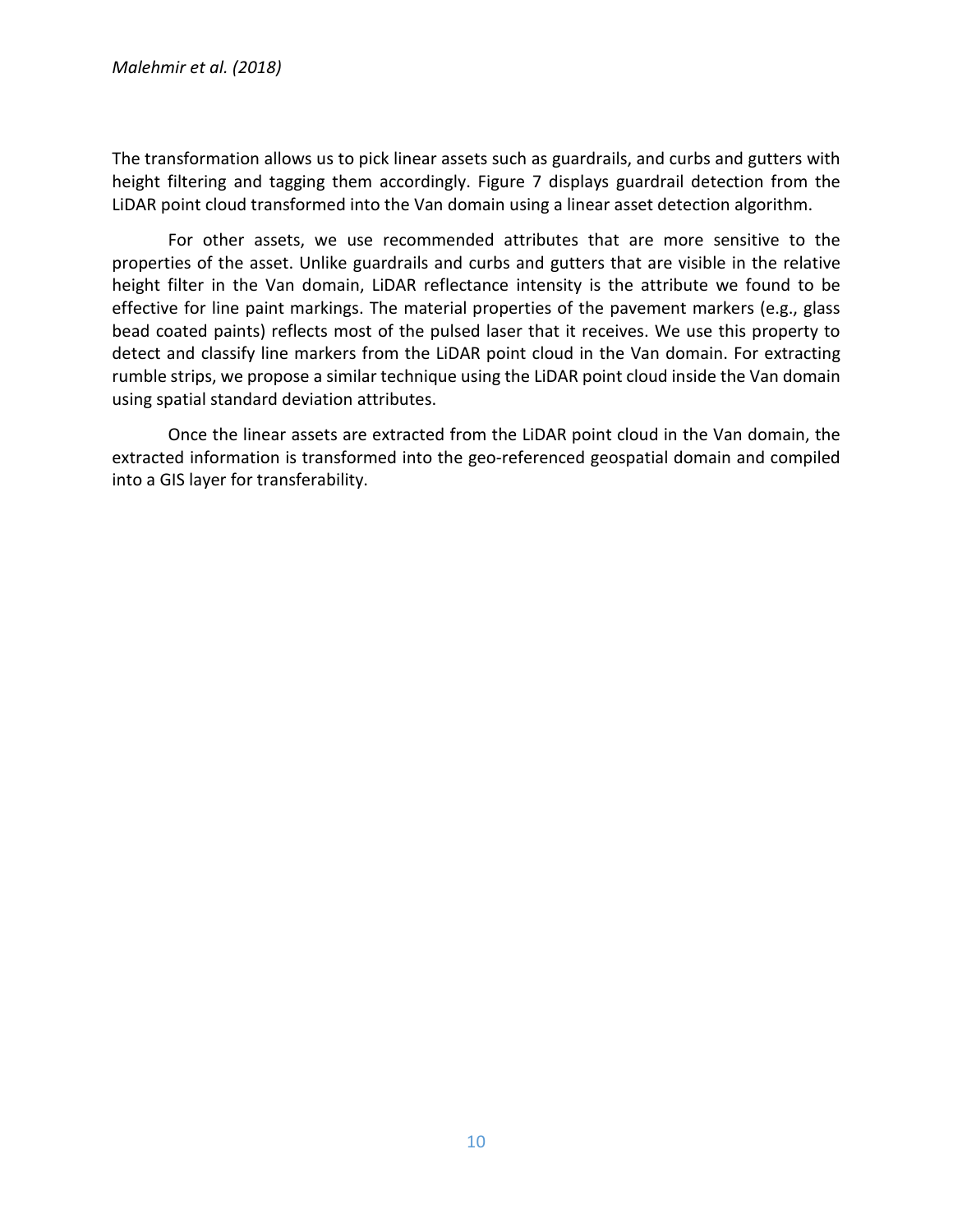The transformation allows us to pick linear assets such as guardrails, and curbs and gutters with height filtering and tagging them accordingly. Figure 7 displays guardrail detection from the LiDAR point cloud transformed into the Van domain using a linear asset detection algorithm.

For other assets, we use recommended attributes that are more sensitive to the properties of the asset. Unlike guardrails and curbs and gutters that are visible in the relative height filter in the Van domain, LiDAR reflectance intensity is the attribute we found to be effective for line paint markings. The material properties of the pavement markers (e.g., glass bead coated paints) reflects most of the pulsed laser that it receives. We use this property to detect and classify line markers from the LiDAR point cloud in the Van domain. For extracting rumble strips, we propose a similar technique using the LiDAR point cloud inside the Van domain using spatial standard deviation attributes.

Once the linear assets are extracted from the LiDAR point cloud in the Van domain, the extracted information is transformed into the geo-referenced geospatial domain and compiled into a GIS layer for transferability.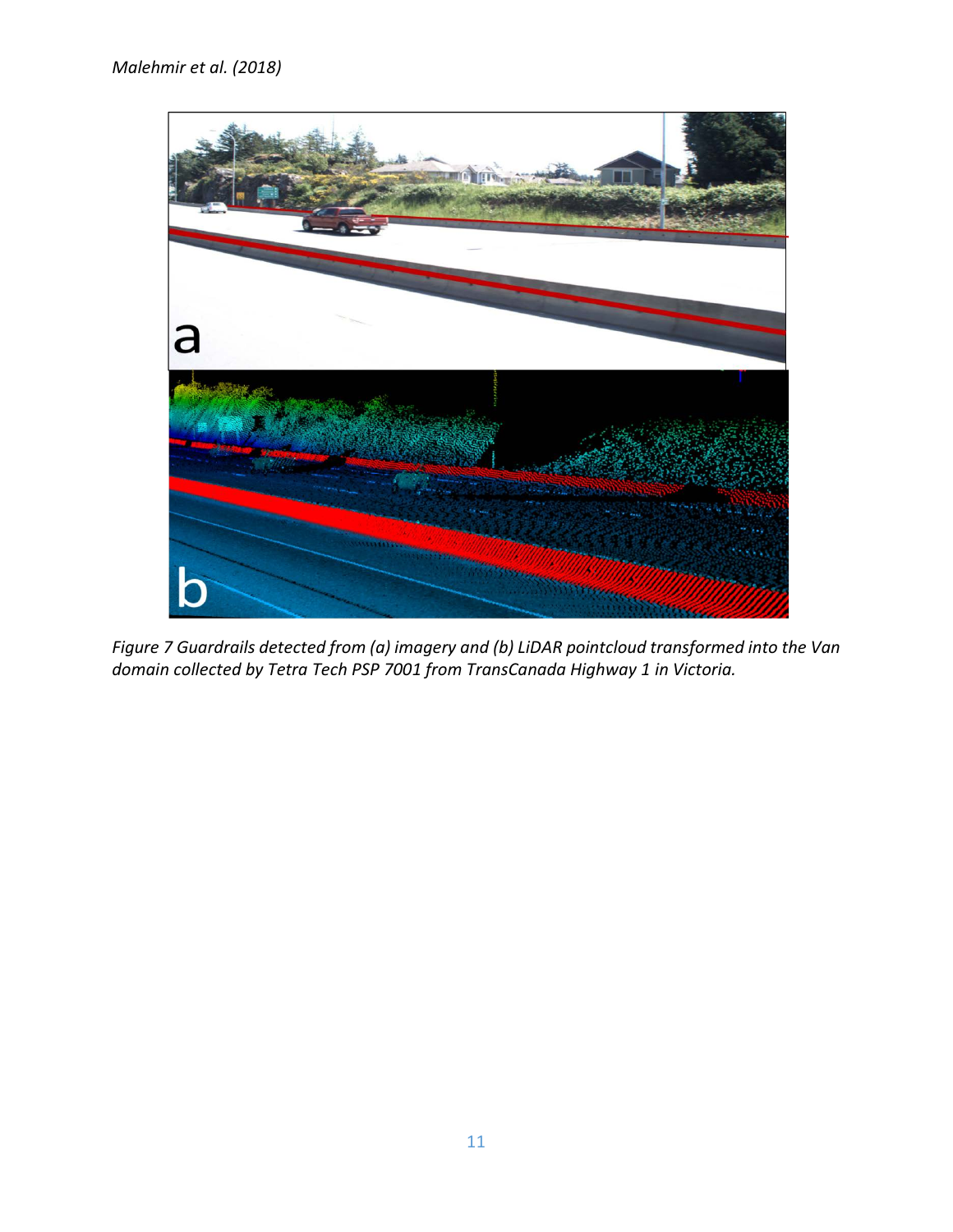*Figure 7 Guardrails detected from (a) imagery and (b) LiDAR pointcloud transformed into the Van domain collected by Tetra Tech PSP 7001 from TransCanada Highway 1 in Victoria.*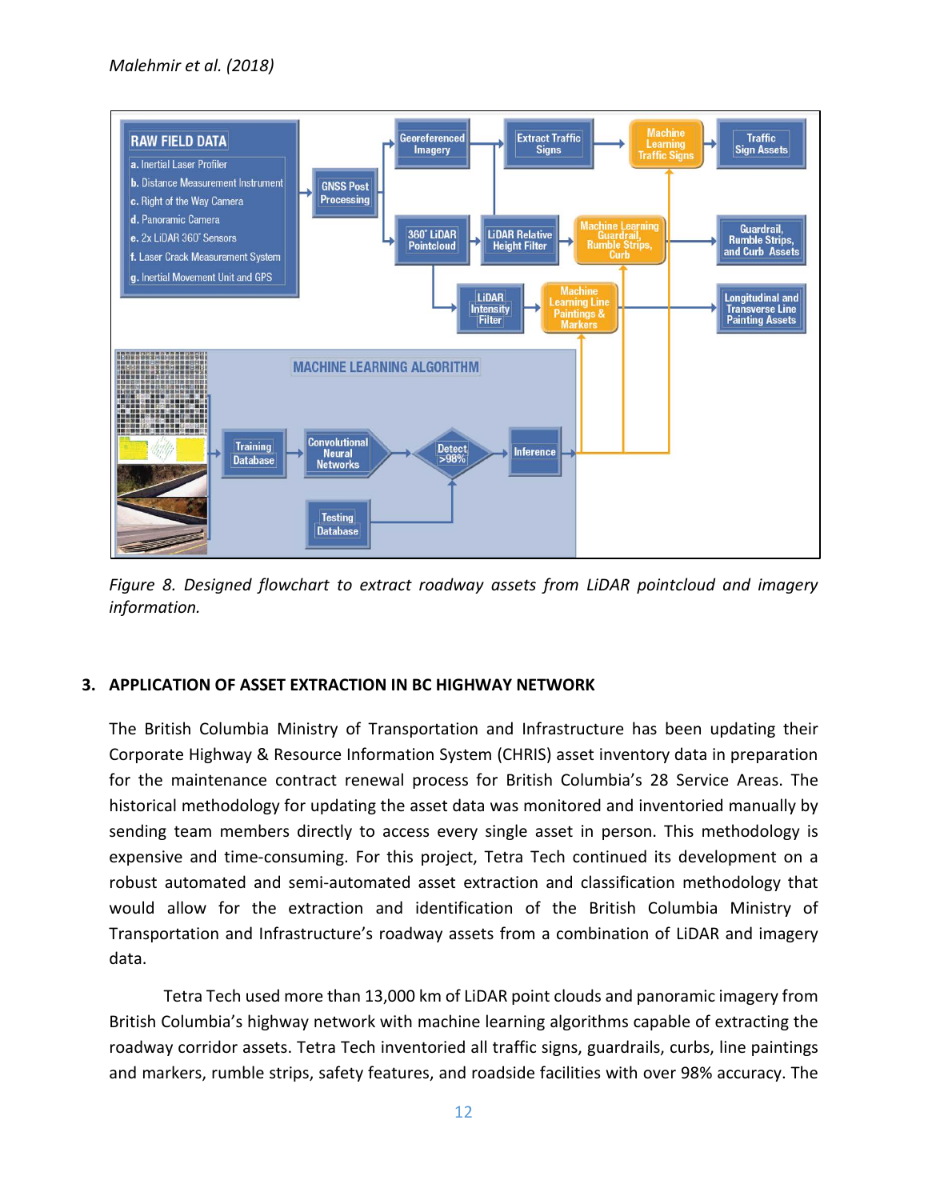*Malehmir et al. (2018)*

*Figure 8. Designed flowchart to extract roadway assets from LiDAR pointcloud and imagery information.*

## 3. APPLICATION OF ASSET EXTRACTION IN BC HIGHWAY NETWORK

The British Columbia Ministry of Transportation and Infrastructure has been updating their Corporate Highway & Resource Information System (CHRIS) asset inventory data in preparation for the maintenance contract renewal process for British Columbia's 28 Service Areas. The historical methodology for updating the asset data was monitored and inventoried manually by sending team members directly to access every single asset in person. This methodology is expensive and time-consuming. For this project, Tetra Tech continued its development on a robust automated and semi-automated asset extraction and classification methodology that would allow for the extraction and identification of the British Columbia Ministry of Transportation and Infrastructure's roadway assets from a combination of LiDAR and imagery data.

Tetra Tech used more than 13,000 km of LiDAR point clouds and panoramic imagery from British Columbia's highway network with machine learning algorithms capable of extracting the roadway corridor assets. Tetra Tech inventoried all traffic signs, guardrails, curbs, line paintings and markers, rumble strips, safety features, and roadside facilities with over 98% accuracy. The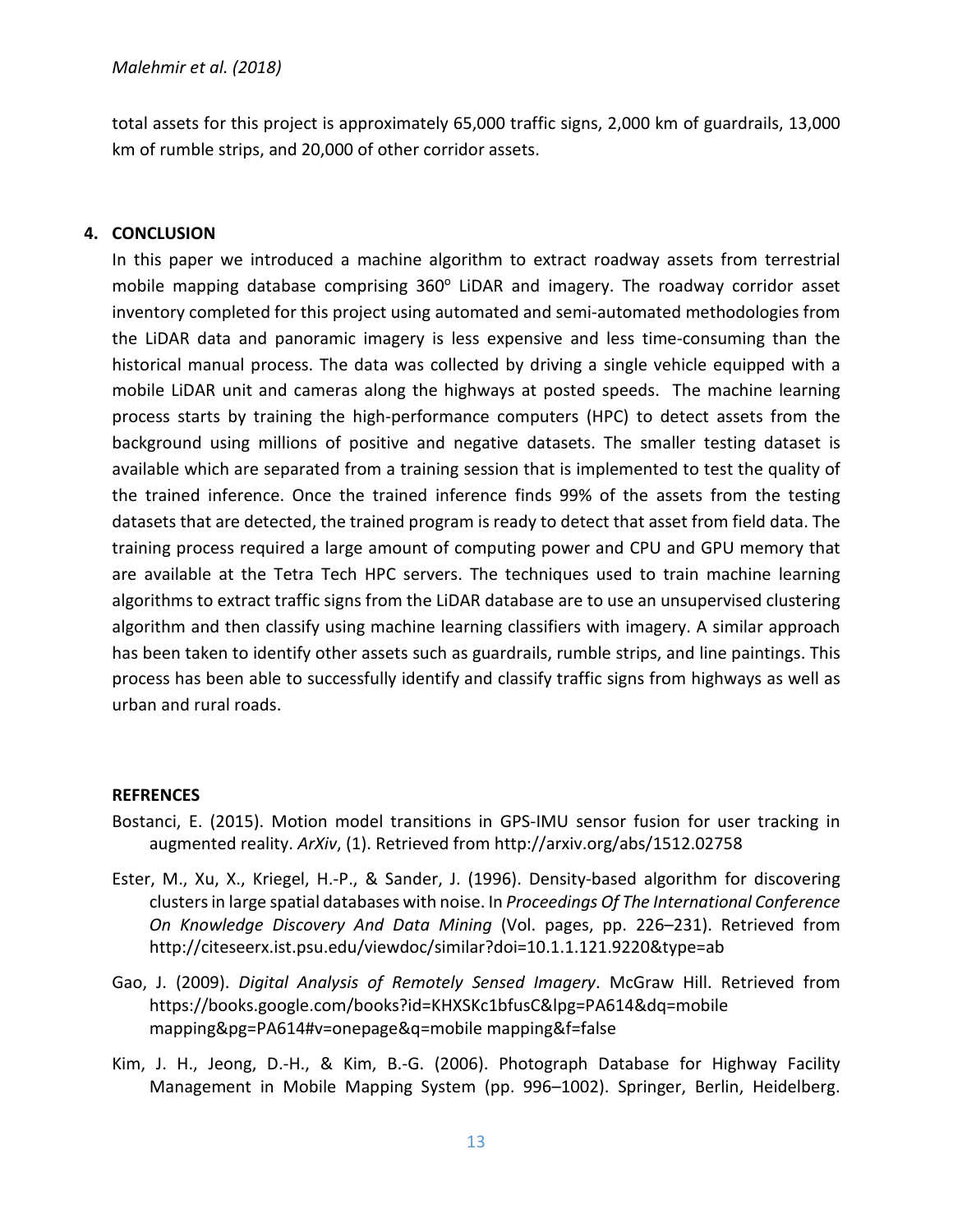total assets for this project is approximately 65,000 traffic signs, 2,000 km of guardrails, 13,000 km of rumble strips, and 20,000 of other corridor assets.

## 4. CONCLUSION

In this paper we introduced a machine algorithm to extract roadway assets from terrestrial mobile mapping database comprising 360$^o$ LiDAR and imagery. The roadway corridor asset inventory completed for this project using automated and semi-automated methodologies from the LiDAR data and panoramic imagery is less expensive and less time-consuming than the historical manual process. The data was collected by driving a single vehicle equipped with a mobile LiDAR unit and cameras along the highways at posted speeds. The machine learning process starts by training the high-performance computers (HPC) to detect assets from the background using millions of positive and negative datasets. The smaller testing dataset is available which are separated from a training session that is implemented to test the quality of the trained inference. Once the trained inference finds 99% of the assets from the testing datasets that are detected, the trained program is ready to detect that asset from field data. The training process required a large amount of computing power and CPU and GPU memory that are available at the Tetra Tech HPC servers. The techniques used to train machine learning algorithms to extract traffic signs from the LiDAR database are to use an unsupervised clustering algorithm and then classify using machine learning classifiers with imagery. A similar approach has been taken to identify other assets such as guardrails, rumble strips, and line paintings. This process has been able to successfully identify and classify traffic signs from highways as well as urban and rural roads.

### REFRENCES

Bostanci, E. (2015). Motion model transitions in GPS-IMU sensor fusion for user tracking in augmented reality. *ArXiv*, (1). Retrieved from http://arxiv.org/abs/1512.02758

Ester, M., Xu, X., Kriegel, H.-P., & Sander, J. (1996). Density-based algorithm for discovering clusters in large spatial databases with noise. In *Proceedings Of The International Conference On Knowledge Discovery And Data Mining* (Vol. pages, pp. 226–231). Retrieved from http://citeseerx.ist.psu.edu/viewdoc/similar?doi=10.1.1.121.9220&type=ab

Gao, J. (2009). *Digital Analysis of Remotely Sensed Imagery*. McGraw Hill. Retrieved from https://books.google.com/books?id=KHXSKc1bfusC&lpg=PA614&dq=mobile mapping&pg=PA614#v=onepage&q=mobile mapping&f=false

Kim, J. H., Jeong, D.-H., & Kim, B.-G. (2006). Photograph Database for Highway Facility Management in Mobile Mapping System (pp. 996–1002). Springer, Berlin, Heidelberg.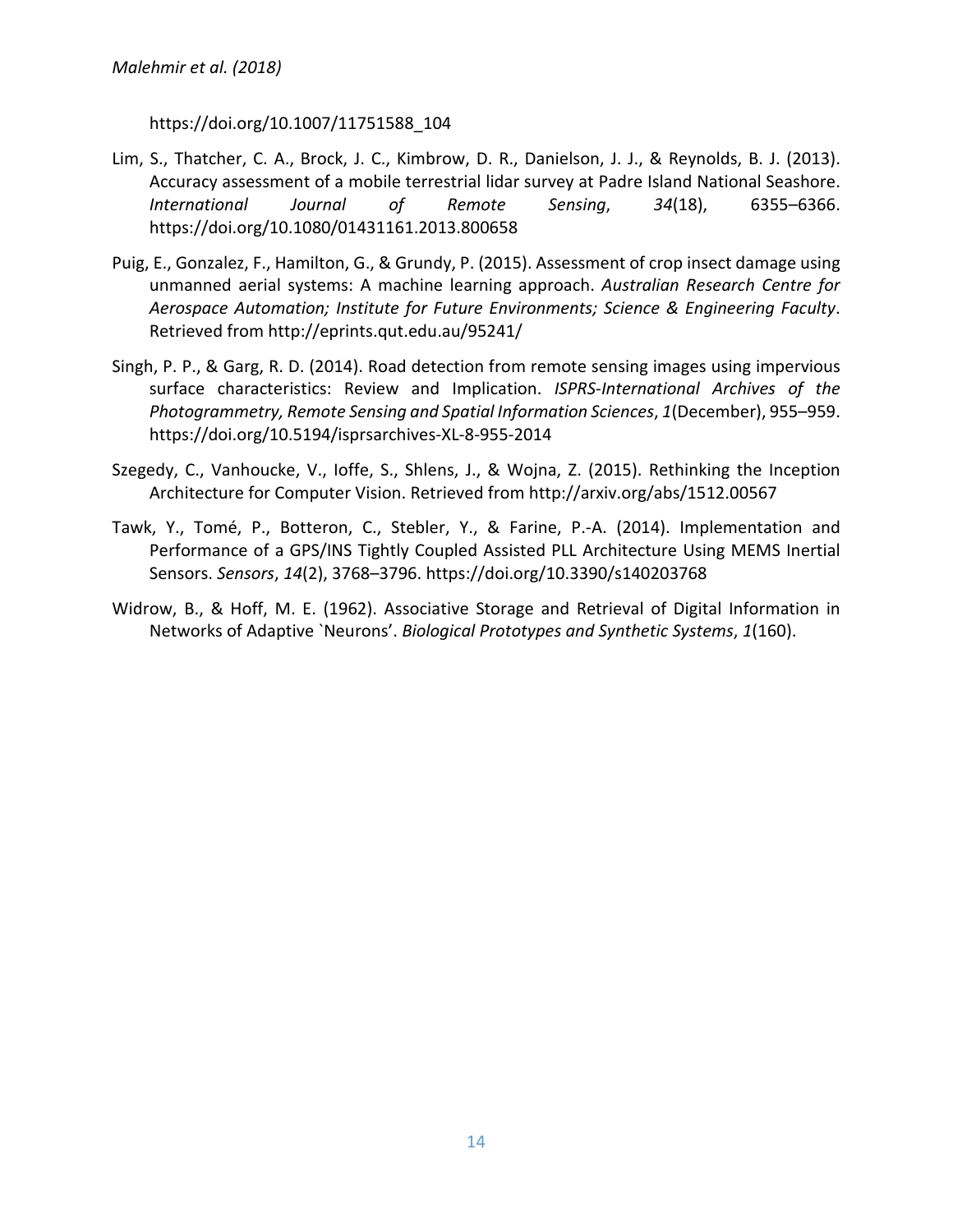https://doi.org/10.1007/11751588_104

Lim, S., Thatcher, C. A., Brock, J. C., Kimbrow, D. R., Danielson, J. J., & Reynolds, B. J. (2013). Accuracy assessment of a mobile terrestrial lidar survey at Padre Island National Seashore. *International Journal of Remote Sensing*, *34*(18), 6355–6366. https://doi.org/10.1080/01431161.2013.800658

Puig, E., Gonzalez, F., Hamilton, G., & Grundy, P. (2015). Assessment of crop insect damage using unmanned aerial systems: A machine learning approach. *Australian Research Centre for Aerospace Automation; Institute for Future Environments; Science & Engineering Faculty*. Retrieved from http://eprints.qut.edu.au/95241/

Singh, P. P., & Garg, R. D. (2014). Road detection from remote sensing images using impervious surface characteristics: Review and Implication. *ISPRS-International Archives of the Photogrammetry, Remote Sensing and Spatial Information Sciences*, *1*(December), 955–959. https://doi.org/10.5194/isprsarchives-XL-8-955-2014

Szegedy, C., Vanhoucke, V., Ioffe, S., Shlens, J., & Wojna, Z. (2015). Rethinking the Inception Architecture for Computer Vision. Retrieved from http://arxiv.org/abs/1512.00567

Tawk, Y., Tomé, P., Botteron, C., Stebler, Y., & Farine, P.-A. (2014). Implementation and Performance of a GPS/INS Tightly Coupled Assisted PLL Architecture Using MEMS Inertial Sensors. *Sensors*, *14*(2), 3768–3796. https://doi.org/10.3390/s140203768

Widrow, B., & Hoff, M. E. (1962). Associative Storage and Retrieval of Digital Information in Networks of Adaptive `Neurons'. *Biological Prototypes and Synthetic Systems*, *1*(160).